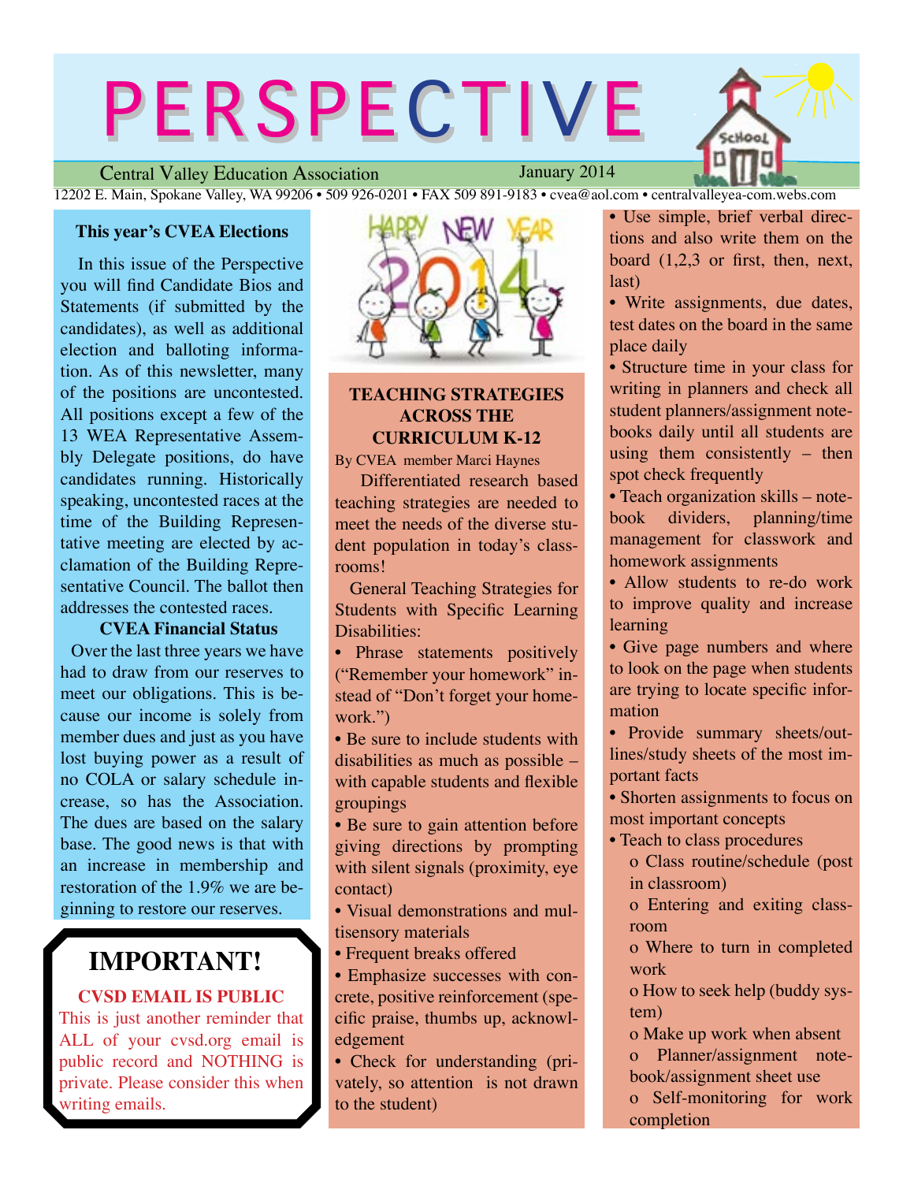# PERSPECTIVE

Central Valley Education Association — January 2014

12202 E. Main, Spokane Valley, WA 99206 • 509 926-0201 • FAX 509 891-9183 • cvea@aol.com • centralvalleyea-com.webs.com

## This year's CVEA Elections

In this issue of the Perspective you will find Candidate Bios and Statements (if submitted by the candidates), as well as additional election and balloting information. As of this newsletter, many of the positions are uncontested. All positions except a few of the 13 WEA Representative Assembly Delegate positions, do have candidates running. Historically speaking, uncontested races at the time of the Building Representative meeting are elected by acclamation of the Building Representative Council. The ballot then addresses the contested races.

## CVEA Financial Status

Over the last three years we have had to draw from our reserves to meet our obligations. This is because our income is solely from member dues and just as you have lost buying power as a result of no COLA or salary schedule increase, so has the Association. The dues are based on the salary base. The good news is that with an increase in membership and restoration of the 1.9% we are beginning to restore our reserves.

## IMPORTANT!

**CVSD EMAIL IS PUBLIC**

This is just another reminder that ALL of your cvsd.org email is public record and NOTHING is private. Please consider this when writing emails.

## TEACHING STRATEGIES ACROSS THE CURRICULUM K-12

By CVEA member Marci Haynes

Differentiated research based teaching strategies are needed to meet the needs of the diverse student population in today's classrooms!

General Teaching Strategies for Students with Specific Learning Disabilities:

- Phrase statements positively ("Remember your homework" instead of "Don't forget your homework.")
- Be sure to include students with disabilities as much as possible – with capable students and flexible groupings
- Be sure to gain attention before giving directions by prompting with silent signals (proximity, eye contact)
- Visual demonstrations and multisensory materials
- Frequent breaks offered
- Emphasize successes with concrete, positive reinforcement (specific praise, thumbs up, acknowledgement
- Check for understanding (privately, so attention is not drawn to the student)
- Use simple, brief verbal directions and also write them on the board (1,2,3 or first, then, next, last)
- Write assignments, due dates, test dates on the board in the same place daily
- Structure time in your class for writing in planners and check all student planners/assignment notebooks daily until all students are using them consistently – then spot check frequently
- Teach organization skills – notebook dividers, planning/time management for classwork and homework assignments
- Allow students to re-do work to improve quality and increase learning
- Give page numbers and where to look on the page when students are trying to locate specific information
- Provide summary sheets/outlines/study sheets of the most important facts
- Shorten assignments to focus on most important concepts
- Teach to class procedures
  - Class routine/schedule (post in classroom)
  - Entering and exiting classroom
  - Where to turn in completed work
  - How to seek help (buddy system)
  - Make up work when absent
  - Planner/assignment notebook/assignment sheet use
  - Self-monitoring for work completion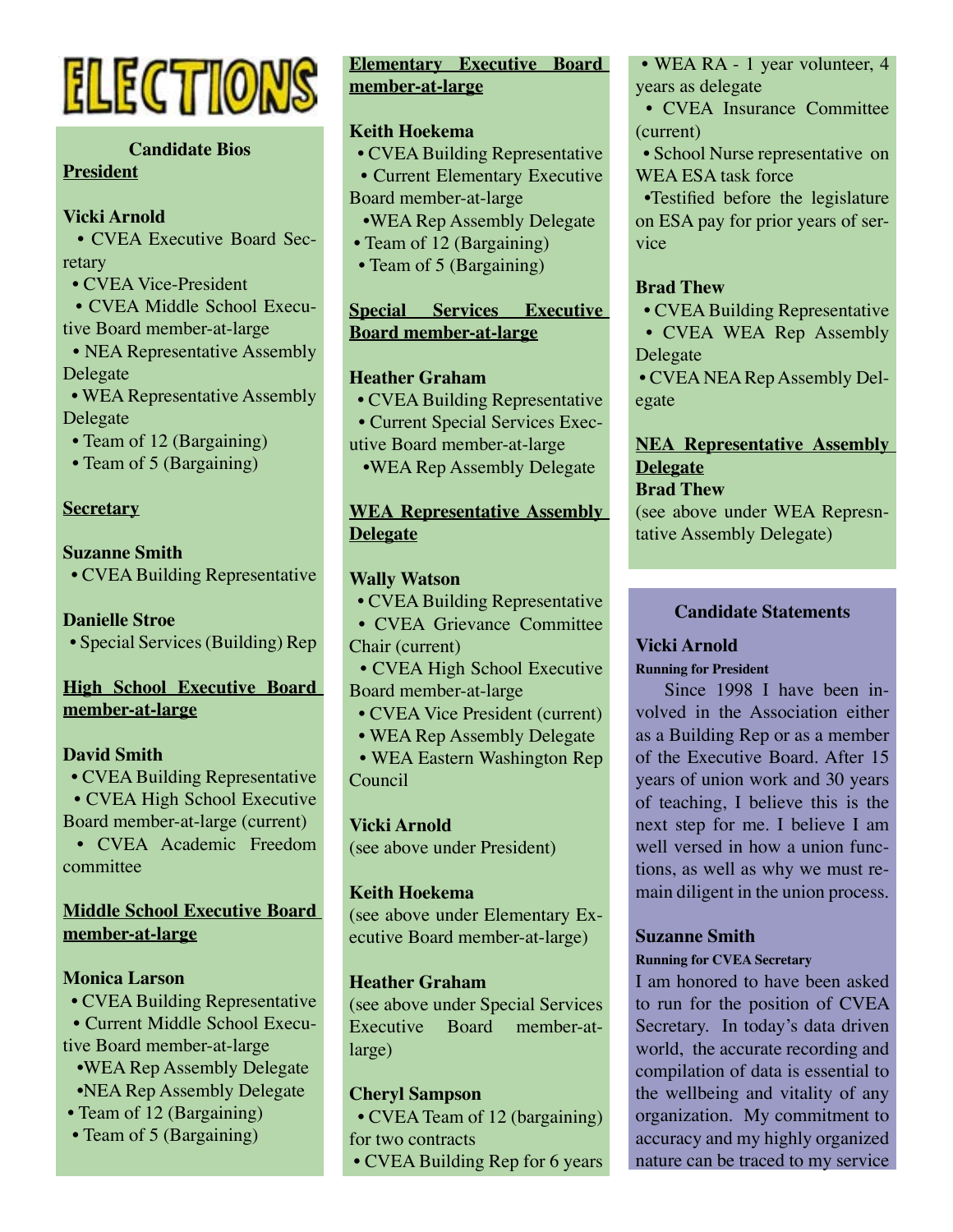# ELECTIONS

## Candidate Bios

### President

**Vicki Arnold**

- CVEA Executive Board Secretary
- CVEA Vice-President
- CVEA Middle School Executive Board member-at-large
- NEA Representative Assembly Delegate
- WEA Representative Assembly Delegate
- Team of 12 (Bargaining)
- Team of 5 (Bargaining)

### Secretary

**Suzanne Smith**

- CVEA Building Representative

**Danielle Stroe**

- Special Services (Building) Rep

### High School Executive Board member-at-large

**David Smith**

- CVEA Building Representative
- CVEA High School Executive Board member-at-large (current)
- CVEA Academic Freedom committee

### Middle School Executive Board member-at-large

**Monica Larson**

- CVEA Building Representative
- Current Middle School Executive Board member-at-large
- WEA Rep Assembly Delegate
- NEA Rep Assembly Delegate
- Team of 12 (Bargaining)
- Team of 5 (Bargaining)

### Elementary Executive Board member-at-large

**Keith Hoekema**

- CVEA Building Representative
- Current Elementary Executive Board member-at-large
- WEA Rep Assembly Delegate
- Team of 12 (Bargaining)
- Team of 5 (Bargaining)

### Special Services Executive Board member-at-large

**Heather Graham**

- CVEA Building Representative
- Current Special Services Executive Board member-at-large
- WEA Rep Assembly Delegate

### WEA Representative Assembly Delegate

**Wally Watson**

- CVEA Building Representative
- CVEA Grievance Committee Chair (current)
- CVEA High School Executive Board member-at-large
- CVEA Vice President (current)
- WEA Rep Assembly Delegate
- WEA Eastern Washington Rep Council

**Vicki Arnold**

(see above under President)

**Keith Hoekema**

(see above under Elementary Executive Board member-at-large)

**Heather Graham**

(see above under Special Services Executive Board member-at-large)

**Cheryl Sampson**

- CVEA Team of 12 (bargaining) for two contracts
- CVEA Building Rep for 6 years
- WEA RA - 1 year volunteer, 4 years as delegate
- CVEA Insurance Committee (current)
- School Nurse representative on WEA ESA task force
- Testified before the legislature on ESA pay for prior years of service

**Brad Thew**

- CVEA Building Representative
- CVEA WEA Rep Assembly Delegate
- CVEA NEA Rep Assembly Delegate

### NEA Representative Assembly Delegate

**Brad Thew**

(see above under WEA Represntative Assembly Delegate)

## Candidate Statements

**Vicki Arnold**

**Running for President**

Since 1998 I have been involved in the Association either as a Building Rep or as a member of the Executive Board. After 15 years of union work and 30 years of teaching, I believe this is the next step for me. I believe I am well versed in how a union functions, as well as why we must remain diligent in the union process.

**Suzanne Smith**

**Running for CVEA Secretary**

I am honored to have been asked to run for the position of CVEA Secretary. In today's data driven world, the accurate recording and compilation of data is essential to the wellbeing and vitality of any organization. My commitment to accuracy and my highly organized nature can be traced to my service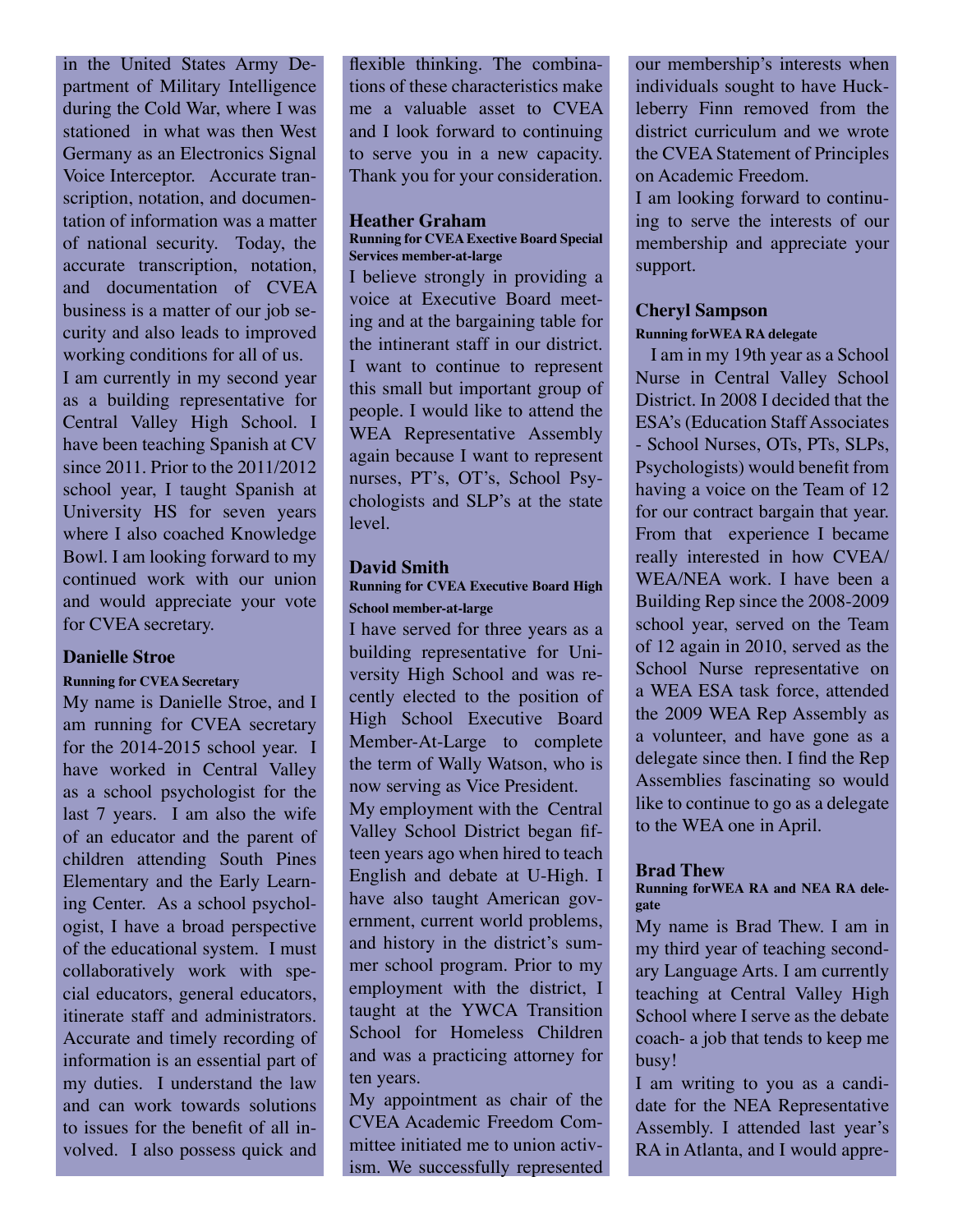in the United States Army Department of Military Intelligence during the Cold War, where I was stationed in what was then West Germany as an Electronics Signal Voice Interceptor. Accurate transcription, notation, and documentation of information was a matter of national security. Today, the accurate transcription, notation, and documentation of CVEA business is a matter of our job security and also leads to improved working conditions for all of us.

I am currently in my second year as a building representative for Central Valley High School. I have been teaching Spanish at CV since 2011. Prior to the 2011/2012 school year, I taught Spanish at University HS for seven years where I also coached Knowledge Bowl. I am looking forward to my continued work with our union and would appreciate your vote for CVEA secretary.

**Danielle Stroe**

**Running for CVEA Secretary**

My name is Danielle Stroe, and I am running for CVEA secretary for the 2014-2015 school year. I have worked in Central Valley as a school psychologist for the last 7 years. I am also the wife of an educator and the parent of children attending South Pines Elementary and the Early Learning Center. As a school psychologist, I have a broad perspective of the educational system. I must collaboratively work with special educators, general educators, itinerate staff and administrators. Accurate and timely recording of information is an essential part of my duties. I understand the law and can work towards solutions to issues for the benefit of all involved. I also possess quick and flexible thinking. The combinations of these characteristics make me a valuable asset to CVEA and I look forward to continuing to serve you in a new capacity. Thank you for your consideration.

**Heather Graham**

**Running for CVEA Exective Board Special Services member-at-large**

I believe strongly in providing a voice at Executive Board meeting and at the bargaining table for the intinerant staff in our district. I want to continue to represent this small but important group of people. I would like to attend the WEA Representative Assembly again because I want to represent nurses, PT's, OT's, School Psychologists and SLP's at the state level.

**David Smith**

**Running for CVEA Executive Board High School member-at-large**

I have served for three years as a building representative for University High School and was recently elected to the position of High School Executive Board Member-At-Large to complete the term of Wally Watson, who is now serving as Vice President.

My employment with the Central Valley School District began fifteen years ago when hired to teach English and debate at U-High. I have also taught American government, current world problems, and history in the district's summer school program. Prior to my employment with the district, I taught at the YWCA Transition School for Homeless Children and was a practicing attorney for ten years.

My appointment as chair of the CVEA Academic Freedom Committee initiated me to union activism. We successfully represented our membership's interests when individuals sought to have Huckleberry Finn removed from the district curriculum and we wrote the CVEA Statement of Principles on Academic Freedom.

I am looking forward to continuing to serve the interests of our membership and appreciate your support.

**Cheryl Sampson**

**Running forWEA RA delegate**

I am in my 19th year as a School Nurse in Central Valley School District. In 2008 I decided that the ESA's (Education Staff Associates - School Nurses, OTs, PTs, SLPs, Psychologists) would benefit from having a voice on the Team of 12 for our contract bargain that year. From that experience I became really interested in how CVEA/ WEA/NEA work. I have been a Building Rep since the 2008-2009 school year, served on the Team of 12 again in 2010, served as the School Nurse representative on a WEA ESA task force, attended the 2009 WEA Rep Assembly as a volunteer, and have gone as a delegate since then. I find the Rep Assemblies fascinating so would like to continue to go as a delegate to the WEA one in April.

**Brad Thew**

**Running forWEA RA and NEA RA delegate**

My name is Brad Thew. I am in my third year of teaching secondary Language Arts. I am currently teaching at Central Valley High School where I serve as the debate coach- a job that tends to keep me busy!

I am writing to you as a candidate for the NEA Representative Assembly. I attended last year's RA in Atlanta, and I would appre-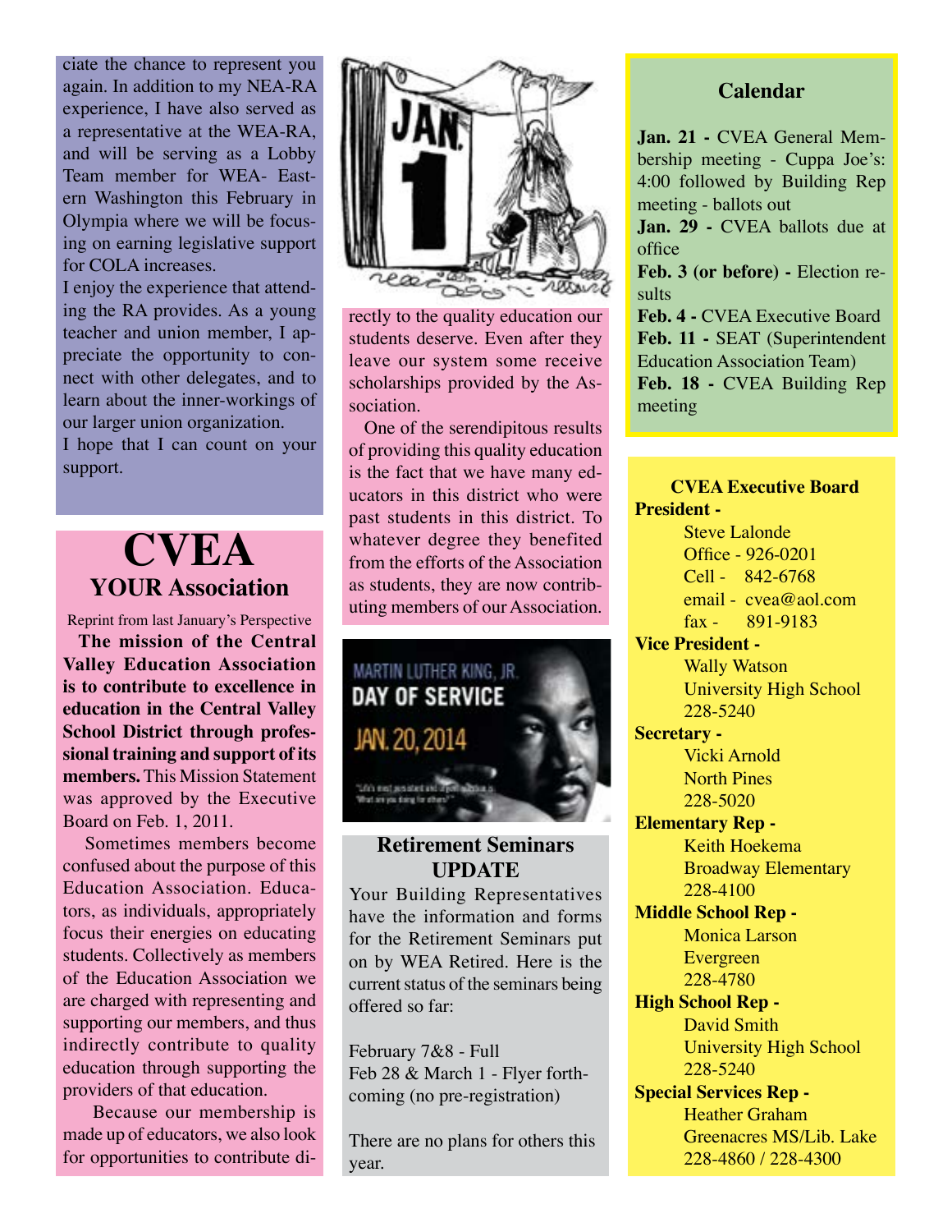ciate the chance to represent you again. In addition to my NEA-RA experience, I have also served as a representative at the WEA-RA, and will be serving as a Lobby Team member for WEA- Eastern Washington this February in Olympia where we will be focusing on earning legislative support for COLA increases.

I enjoy the experience that attending the RA provides. As a young teacher and union member, I appreciate the opportunity to connect with other delegates, and to learn about the inner-workings of our larger union organization.

I hope that I can count on your support.

# CVEA

## YOUR Association

Reprint from last January's Perspective

**The mission of the Central Valley Education Association is to contribute to excellence in education in the Central Valley School District through professional training and support of its members.** This Mission Statement was approved by the Executive Board on Feb. 1, 2011.

Sometimes members become confused about the purpose of this Education Association. Educators, as individuals, appropriately focus their energies on educating students. Collectively as members of the Education Association we are charged with representing and supporting our members, and thus indirectly contribute to quality education through supporting the providers of that education.

Because our membership is made up of educators, we also look for opportunities to contribute directly to the quality education our students deserve. Even after they leave our system some receive scholarships provided by the Association.

One of the serendipitous results of providing this quality education is the fact that we have many educators in this district who were past students in this district. To whatever degree they benefited from the efforts of the Association as students, they are now contributing members of our Association.

## Retirement Seminars UPDATE

Your Building Representatives have the information and forms for the Retirement Seminars put on by WEA Retired. Here is the current status of the seminars being offered so far:

February 7&8 - Full
Feb 28 & March 1 - Flyer forthcoming (no pre-registration)

There are no plans for others this year.

## Calendar

**Jan. 21 -** CVEA General Membership meeting - Cuppa Joe's: 4:00 followed by Building Rep meeting - ballots out
**Jan. 29 -** CVEA ballots due at office
**Feb. 3 (or before) -** Election results
**Feb. 4 -** CVEA Executive Board
**Feb. 11 -** SEAT (Superintendent Education Association Team)
**Feb. 18 -** CVEA Building Rep meeting

## CVEA Executive Board

**President -**
Steve Lalonde
Office - 926-0201
Cell - 842-6768
email - cvea@aol.com
fax - 891-9183

**Vice President -**
Wally Watson
University High School
228-5240

**Secretary -**
Vicki Arnold
North Pines
228-5020

**Elementary Rep -**
Keith Hoekema
Broadway Elementary
228-4100

**Middle School Rep -**
Monica Larson
Evergreen
228-4780

**High School Rep -**
David Smith
University High School
228-5240

**Special Services Rep -**
Heather Graham
Greenacres MS/Lib. Lake
228-4860 / 228-4300